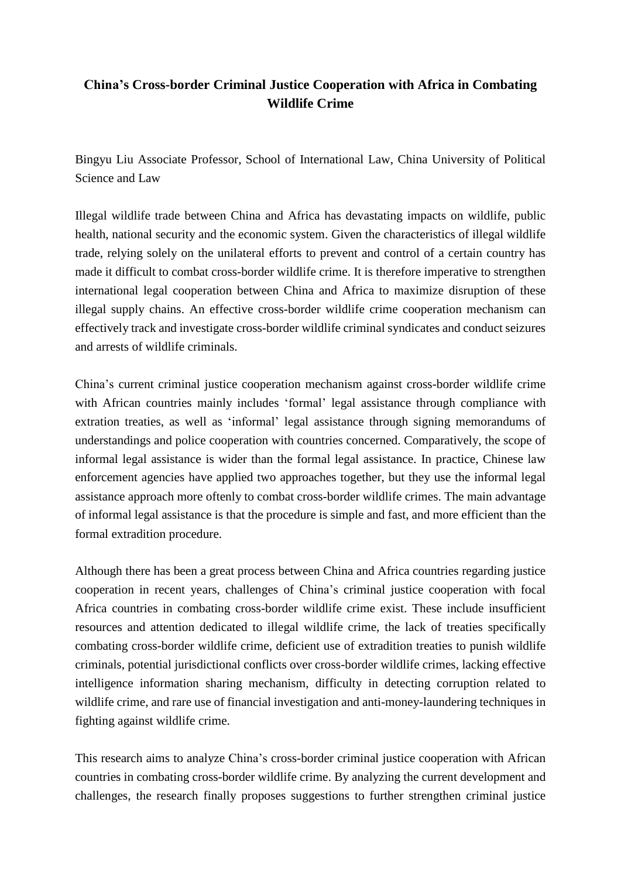# China's Cross-border Criminal Justice Cooperation with Africa in Combating Wildlife Crime

Bingyu Liu Associate Professor, School of International Law, China University of Political Science and Law

Illegal wildlife trade between China and Africa has devastating impacts on wildlife, public health, national security and the economic system. Given the characteristics of illegal wildlife trade, relying solely on the unilateral efforts to prevent and control of a certain country has made it difficult to combat cross-border wildlife crime. It is therefore imperative to strengthen international legal cooperation between China and Africa to maximize disruption of these illegal supply chains. An effective cross-border wildlife crime cooperation mechanism can effectively track and investigate cross-border wildlife criminal syndicates and conduct seizures and arrests of wildlife criminals.

China's current criminal justice cooperation mechanism against cross-border wildlife crime with African countries mainly includes 'formal' legal assistance through compliance with extration treaties, as well as 'informal' legal assistance through signing memorandums of understandings and police cooperation with countries concerned. Comparatively, the scope of informal legal assistance is wider than the formal legal assistance. In practice, Chinese law enforcement agencies have applied two approaches together, but they use the informal legal assistance approach more oftenly to combat cross-border wildlife crimes. The main advantage of informal legal assistance is that the procedure is simple and fast, and more efficient than the formal extradition procedure.

Although there has been a great process between China and Africa countries regarding justice cooperation in recent years, challenges of China's criminal justice cooperation with focal Africa countries in combating cross-border wildlife crime exist. These include insufficient resources and attention dedicated to illegal wildlife crime, the lack of treaties specifically combating cross-border wildlife crime, deficient use of extradition treaties to punish wildlife criminals, potential jurisdictional conflicts over cross-border wildlife crimes, lacking effective intelligence information sharing mechanism, difficulty in detecting corruption related to wildlife crime, and rare use of financial investigation and anti-money-laundering techniques in fighting against wildlife crime.

This research aims to analyze China's cross-border criminal justice cooperation with African countries in combating cross-border wildlife crime. By analyzing the current development and challenges, the research finally proposes suggestions to further strengthen criminal justice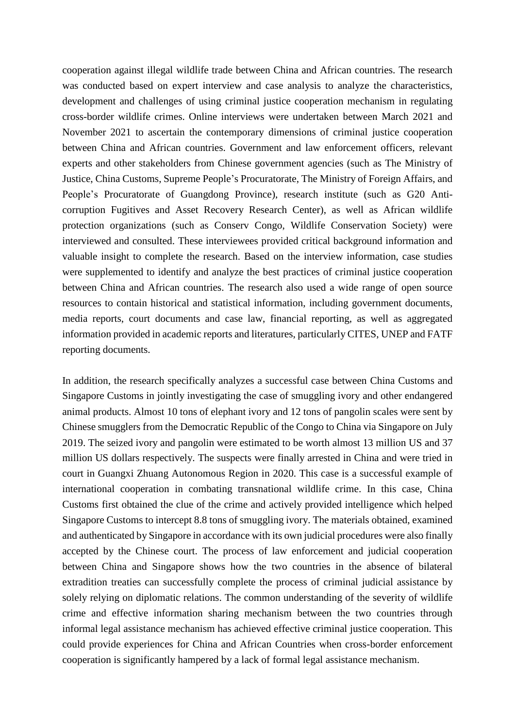cooperation against illegal wildlife trade between China and African countries. The research was conducted based on expert interview and case analysis to analyze the characteristics, development and challenges of using criminal justice cooperation mechanism in regulating cross-border wildlife crimes. Online interviews were undertaken between March 2021 and November 2021 to ascertain the contemporary dimensions of criminal justice cooperation between China and African countries. Government and law enforcement officers, relevant experts and other stakeholders from Chinese government agencies (such as The Ministry of Justice, China Customs, Supreme People's Procuratorate, The Ministry of Foreign Affairs, and People's Procuratorate of Guangdong Province), research institute (such as G20 Anti-corruption Fugitives and Asset Recovery Research Center), as well as African wildlife protection organizations (such as Conserv Congo, Wildlife Conservation Society) were interviewed and consulted. These interviewees provided critical background information and valuable insight to complete the research. Based on the interview information, case studies were supplemented to identify and analyze the best practices of criminal justice cooperation between China and African countries. The research also used a wide range of open source resources to contain historical and statistical information, including government documents, media reports, court documents and case law, financial reporting, as well as aggregated information provided in academic reports and literatures, particularly CITES, UNEP and FATF reporting documents.

In addition, the research specifically analyzes a successful case between China Customs and Singapore Customs in jointly investigating the case of smuggling ivory and other endangered animal products. Almost 10 tons of elephant ivory and 12 tons of pangolin scales were sent by Chinese smugglers from the Democratic Republic of the Congo to China via Singapore on July 2019. The seized ivory and pangolin were estimated to be worth almost 13 million US and 37 million US dollars respectively. The suspects were finally arrested in China and were tried in court in Guangxi Zhuang Autonomous Region in 2020. This case is a successful example of international cooperation in combating transnational wildlife crime. In this case, China Customs first obtained the clue of the crime and actively provided intelligence which helped Singapore Customs to intercept 8.8 tons of smuggling ivory. The materials obtained, examined and authenticated by Singapore in accordance with its own judicial procedures were also finally accepted by the Chinese court. The process of law enforcement and judicial cooperation between China and Singapore shows how the two countries in the absence of bilateral extradition treaties can successfully complete the process of criminal judicial assistance by solely relying on diplomatic relations. The common understanding of the severity of wildlife crime and effective information sharing mechanism between the two countries through informal legal assistance mechanism has achieved effective criminal justice cooperation. This could provide experiences for China and African Countries when cross-border enforcement cooperation is significantly hampered by a lack of formal legal assistance mechanism.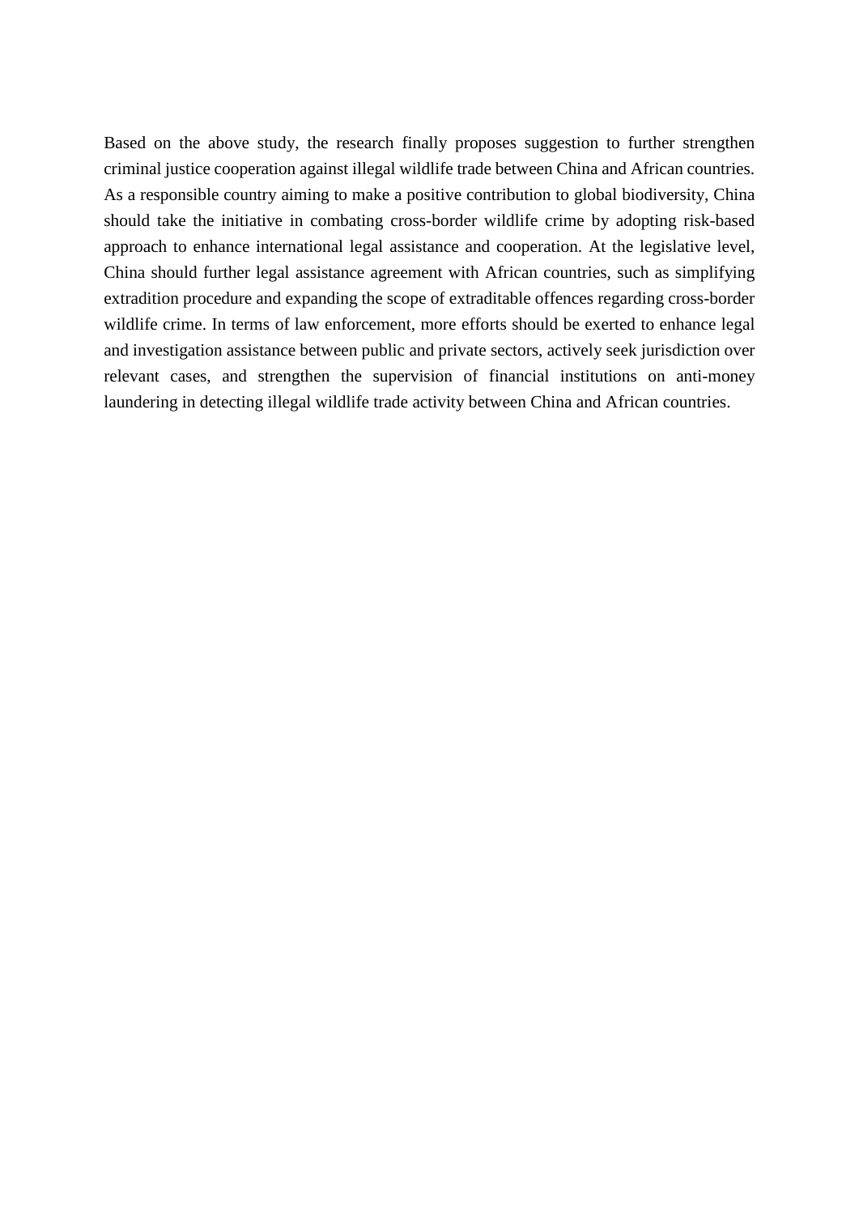Based on the above study, the research finally proposes suggestion to further strengthen criminal justice cooperation against illegal wildlife trade between China and African countries. As a responsible country aiming to make a positive contribution to global biodiversity, China should take the initiative in combating cross-border wildlife crime by adopting risk-based approach to enhance international legal assistance and cooperation. At the legislative level, China should further legal assistance agreement with African countries, such as simplifying extradition procedure and expanding the scope of extraditable offences regarding cross-border wildlife crime. In terms of law enforcement, more efforts should be exerted to enhance legal and investigation assistance between public and private sectors, actively seek jurisdiction over relevant cases, and strengthen the supervision of financial institutions on anti-money laundering in detecting illegal wildlife trade activity between China and African countries.